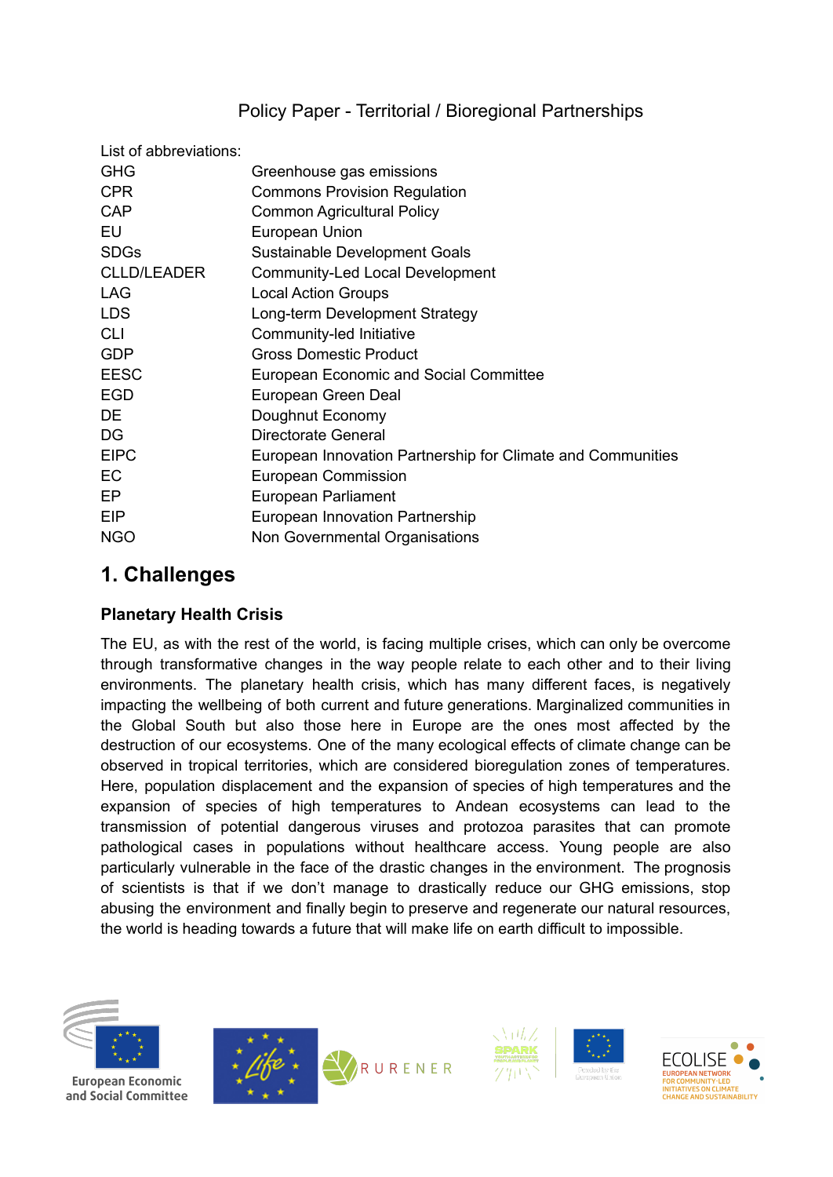Policy Paper - Territorial / Bioregional Partnerships

List of abbreviations:

| | |
|---|---|
| GHG | Greenhouse gas emissions |
| CPR | Commons Provision Regulation |
| CAP | Common Agricultural Policy |
| EU | European Union |
| SDGs | Sustainable Development Goals |
| CLLD/LEADER | Community-Led Local Development |
| LAG | Local Action Groups |
| LDS | Long-term Development Strategy |
| CLI | Community-led Initiative |
| GDP | Gross Domestic Product |
| EESC | European Economic and Social Committee |
| EGD | European Green Deal |
| DE | Doughnut Economy |
| DG | Directorate General |
| EIPC | European Innovation Partnership for Climate and Communities |
| EC | European Commission |
| EP | European Parliament |
| EIP | European Innovation Partnership |
| NGO | Non Governmental Organisations |

## 1. Challenges

### Planetary Health Crisis

The EU, as with the rest of the world, is facing multiple crises, which can only be overcome through transformative changes in the way people relate to each other and to their living environments. The planetary health crisis, which has many different faces, is negatively impacting the wellbeing of both current and future generations. Marginalized communities in the Global South but also those here in Europe are the ones most affected by the destruction of our ecosystems. One of the many ecological effects of climate change can be observed in tropical territories, which are considered bioregulation zones of temperatures. Here, population displacement and the expansion of species of high temperatures and the expansion of species of high temperatures to Andean ecosystems can lead to the transmission of potential dangerous viruses and protozoa parasites that can promote pathological cases in populations without healthcare access. Young people are also particularly vulnerable in the face of the drastic changes in the environment. The prognosis of scientists is that if we don't manage to drastically reduce our GHG emissions, stop abusing the environment and finally begin to preserve and regenerate our natural resources, the world is heading towards a future that will make life on earth difficult to impossible.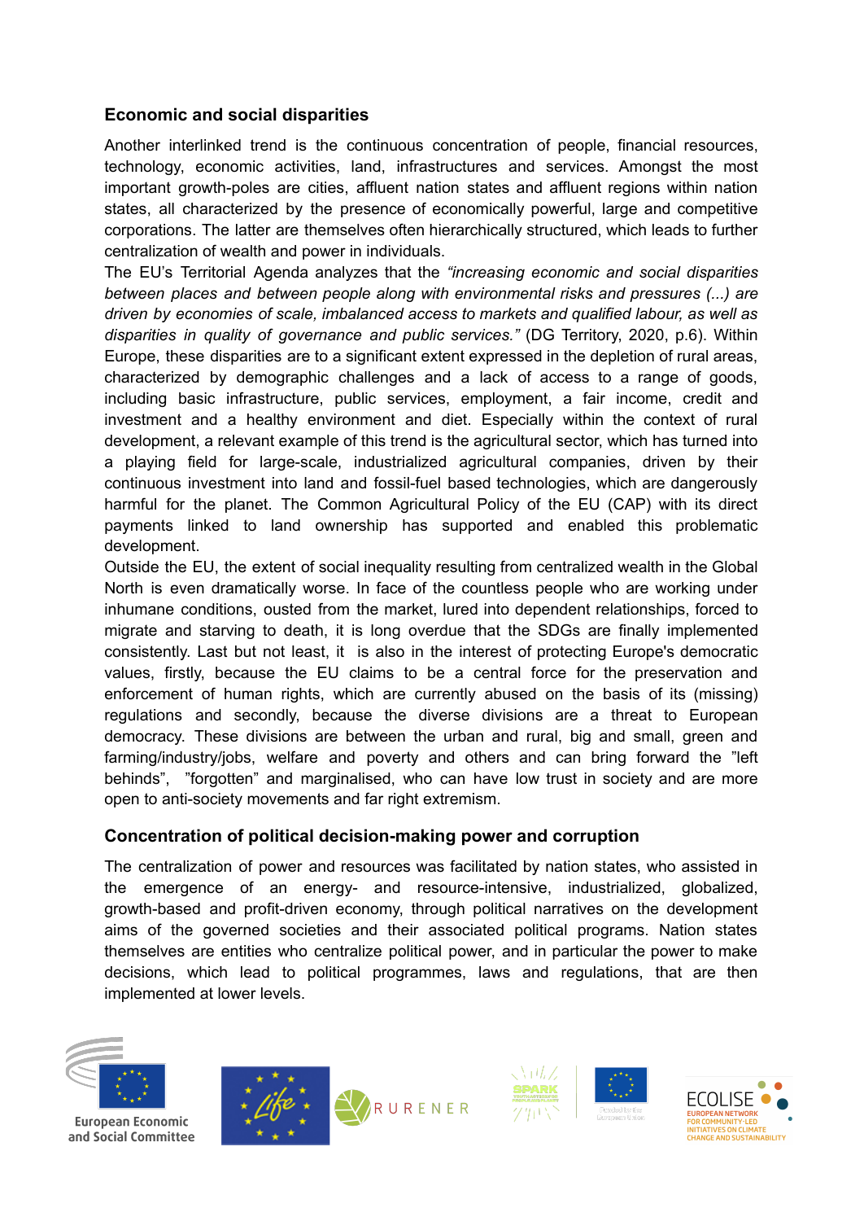## Economic and social disparities

Another interlinked trend is the continuous concentration of people, financial resources, technology, economic activities, land, infrastructures and services. Amongst the most important growth-poles are cities, affluent nation states and affluent regions within nation states, all characterized by the presence of economically powerful, large and competitive corporations. The latter are themselves often hierarchically structured, which leads to further centralization of wealth and power in individuals.

The EU's Territorial Agenda analyzes that the *"increasing economic and social disparities between places and between people along with environmental risks and pressures (...) are driven by economies of scale, imbalanced access to markets and qualified labour, as well as disparities in quality of governance and public services."* (DG Territory, 2020, p.6). Within Europe, these disparities are to a significant extent expressed in the depletion of rural areas, characterized by demographic challenges and a lack of access to a range of goods, including basic infrastructure, public services, employment, a fair income, credit and investment and a healthy environment and diet. Especially within the context of rural development, a relevant example of this trend is the agricultural sector, which has turned into a playing field for large-scale, industrialized agricultural companies, driven by their continuous investment into land and fossil-fuel based technologies, which are dangerously harmful for the planet. The Common Agricultural Policy of the EU (CAP) with its direct payments linked to land ownership has supported and enabled this problematic development.

Outside the EU, the extent of social inequality resulting from centralized wealth in the Global North is even dramatically worse. In face of the countless people who are working under inhumane conditions, ousted from the market, lured into dependent relationships, forced to migrate and starving to death, it is long overdue that the SDGs are finally implemented consistently. Last but not least, it is also in the interest of protecting Europe's democratic values, firstly, because the EU claims to be a central force for the preservation and enforcement of human rights, which are currently abused on the basis of its (missing) regulations and secondly, because the diverse divisions are a threat to European democracy. These divisions are between the urban and rural, big and small, green and farming/industry/jobs, welfare and poverty and others and can bring forward the "left behinds", "forgotten" and marginalised, who can have low trust in society and are more open to anti-society movements and far right extremism.

## Concentration of political decision-making power and corruption

The centralization of power and resources was facilitated by nation states, who assisted in the emergence of an energy- and resource-intensive, industrialized, globalized, growth-based and profit-driven economy, through political narratives on the development aims of the governed societies and their associated political programs. Nation states themselves are entities who centralize political power, and in particular the power to make decisions, which lead to political programmes, laws and regulations, that are then implemented at lower levels.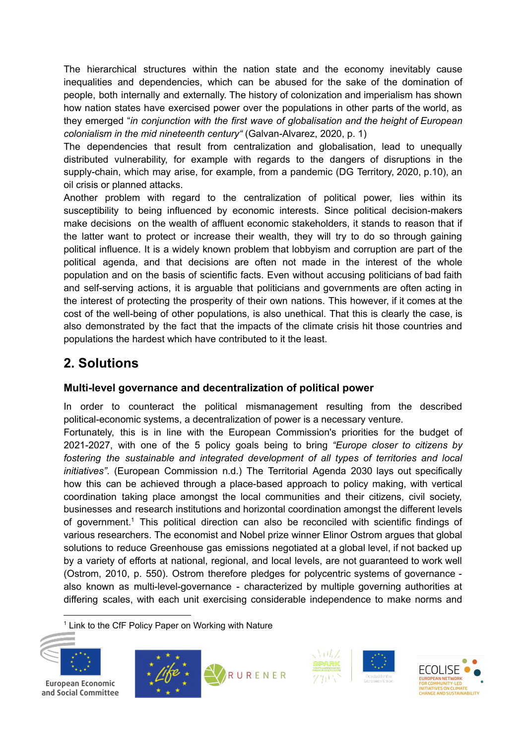The hierarchical structures within the nation state and the economy inevitably cause inequalities and dependencies, which can be abused for the sake of the domination of people, both internally and externally. The history of colonization and imperialism has shown how nation states have exercised power over the populations in other parts of the world, as they emerged "*in conjunction with the first wave of globalisation and the height of European colonialism in the mid nineteenth century*" (Galvan-Alvarez, 2020, p. 1)

The dependencies that result from centralization and globalisation, lead to unequally distributed vulnerability, for example with regards to the dangers of disruptions in the supply-chain, which may arise, for example, from a pandemic (DG Territory, 2020, p.10), an oil crisis or planned attacks.

Another problem with regard to the centralization of political power, lies within its susceptibility to being influenced by economic interests. Since political decision-makers make decisions on the wealth of affluent economic stakeholders, it stands to reason that if the latter want to protect or increase their wealth, they will try to do so through gaining political influence. It is a widely known problem that lobbyism and corruption are part of the political agenda, and that decisions are often not made in the interest of the whole population and on the basis of scientific facts. Even without accusing politicians of bad faith and self-serving actions, it is arguable that politicians and governments are often acting in the interest of protecting the prosperity of their own nations. This however, if it comes at the cost of the well-being of other populations, is also unethical. That this is clearly the case, is also demonstrated by the fact that the impacts of the climate crisis hit those countries and populations the hardest which have contributed to it the least.

## 2. Solutions

### Multi-level governance and decentralization of political power

In order to counteract the political mismanagement resulting from the described political-economic systems, a decentralization of power is a necessary venture.

Fortunately, this is in line with the European Commission's priorities for the budget of 2021-2027, with one of the 5 policy goals being to bring *"Europe closer to citizens by fostering the sustainable and integrated development of all types of territories and local initiatives"*. (European Commission n.d.) The Territorial Agenda 2030 lays out specifically how this can be achieved through a place-based approach to policy making, with vertical coordination taking place amongst the local communities and their citizens, civil society, businesses and research institutions and horizontal coordination amongst the different levels of government.[1] This political direction can also be reconciled with scientific findings of various researchers. The economist and Nobel prize winner Elinor Ostrom argues that global solutions to reduce Greenhouse gas emissions negotiated at a global level, if not backed up by a variety of efforts at national, regional, and local levels, are not guaranteed to work well (Ostrom, 2010, p. 550). Ostrom therefore pledges for polycentric systems of governance - also known as multi-level-governance - characterized by multiple governing authorities at differing scales, with each unit exercising considerable independence to make norms and

[1] Link to the CfF Policy Paper on Working with Nature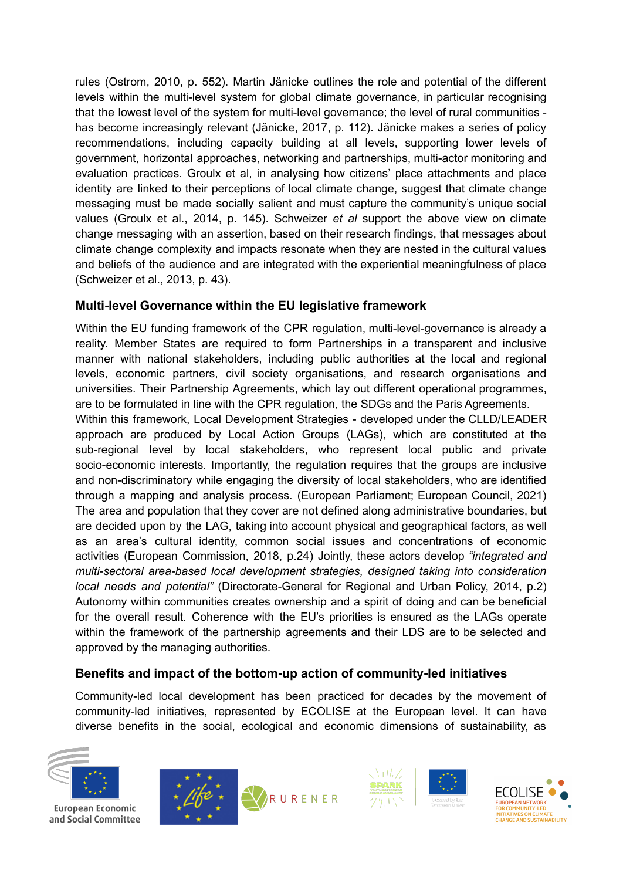rules (Ostrom, 2010, p. 552). Martin Jänicke outlines the role and potential of the different levels within the multi-level system for global climate governance, in particular recognising that the lowest level of the system for multi-level governance; the level of rural communities - has become increasingly relevant (Jänicke, 2017, p. 112). Jänicke makes a series of policy recommendations, including capacity building at all levels, supporting lower levels of government, horizontal approaches, networking and partnerships, multi-actor monitoring and evaluation practices. Groulx et al, in analysing how citizens' place attachments and place identity are linked to their perceptions of local climate change, suggest that climate change messaging must be made socially salient and must capture the community's unique social values (Groulx et al., 2014, p. 145). Schweizer *et al* support the above view on climate change messaging with an assertion, based on their research findings, that messages about climate change complexity and impacts resonate when they are nested in the cultural values and beliefs of the audience and are integrated with the experiential meaningfulness of place (Schweizer et al., 2013, p. 43).

### Multi-level Governance within the EU legislative framework

Within the EU funding framework of the CPR regulation, multi-level-governance is already a reality. Member States are required to form Partnerships in a transparent and inclusive manner with national stakeholders, including public authorities at the local and regional levels, economic partners, civil society organisations, and research organisations and universities. Their Partnership Agreements, which lay out different operational programmes, are to be formulated in line with the CPR regulation, the SDGs and the Paris Agreements.
Within this framework, Local Development Strategies - developed under the CLLD/LEADER approach are produced by Local Action Groups (LAGs), which are constituted at the sub-regional level by local stakeholders, who represent local public and private socio-economic interests. Importantly, the regulation requires that the groups are inclusive and non-discriminatory while engaging the diversity of local stakeholders, who are identified through a mapping and analysis process. (European Parliament; European Council, 2021) The area and population that they cover are not defined along administrative boundaries, but are decided upon by the LAG, taking into account physical and geographical factors, as well as an area's cultural identity, common social issues and concentrations of economic activities (European Commission, 2018, p.24) Jointly, these actors develop *"integrated and multi-sectoral area-based local development strategies, designed taking into consideration local needs and potential"* (Directorate-General for Regional and Urban Policy, 2014, p.2) Autonomy within communities creates ownership and a spirit of doing and can be beneficial for the overall result. Coherence with the EU's priorities is ensured as the LAGs operate within the framework of the partnership agreements and their LDS are to be selected and approved by the managing authorities.

### Benefits and impact of the bottom-up action of community-led initiatives

Community-led local development has been practiced for decades by the movement of community-led initiatives, represented by ECOLISE at the European level. It can have diverse benefits in the social, ecological and economic dimensions of sustainability, as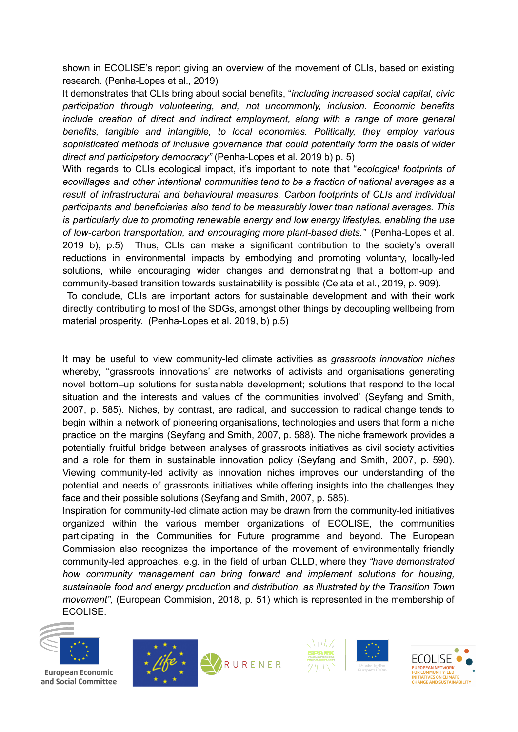shown in ECOLISE's report giving an overview of the movement of CLIs, based on existing research. (Penha-Lopes et al., 2019)

It demonstrates that CLIs bring about social benefits, "*including increased social capital, civic participation through volunteering, and, not uncommonly, inclusion. Economic benefits include creation of direct and indirect employment, along with a range of more general benefits, tangible and intangible, to local economies. Politically, they employ various sophisticated methods of inclusive governance that could potentially form the basis of wider direct and participatory democracy*" (Penha-Lopes et al. 2019 b) p. 5)

With regards to CLIs ecological impact, it's important to note that "*ecological footprints of ecovillages and other intentional communities tend to be a fraction of national averages as a result of infrastructural and behavioural measures. Carbon footprints of CLIs and individual participants and beneficiaries also tend to be measurably lower than national averages. This is particularly due to promoting renewable energy and low energy lifestyles, enabling the use of low-carbon transportation, and encouraging more plant-based diets.*" (Penha-Lopes et al. 2019 b), p.5) Thus, CLIs can make a significant contribution to the society's overall reductions in environmental impacts by embodying and promoting voluntary, locally-led solutions, while encouraging wider changes and demonstrating that a bottom-up and community-based transition towards sustainability is possible (Celata et al., 2019, p. 909).

To conclude, CLIs are important actors for sustainable development and with their work directly contributing to most of the SDGs, amongst other things by decoupling wellbeing from material prosperity. (Penha-Lopes et al. 2019, b) p.5)

It may be useful to view community-led climate activities as *grassroots innovation niches* whereby, ''grassroots innovations' are networks of activists and organisations generating novel bottom–up solutions for sustainable development; solutions that respond to the local situation and the interests and values of the communities involved' (Seyfang and Smith, 2007, p. 585). Niches, by contrast, are radical, and succession to radical change tends to begin within a network of pioneering organisations, technologies and users that form a niche practice on the margins (Seyfang and Smith, 2007, p. 588). The niche framework provides a potentially fruitful bridge between analyses of grassroots initiatives as civil society activities and a role for them in sustainable innovation policy (Seyfang and Smith, 2007, p. 590). Viewing community-led activity as innovation niches improves our understanding of the potential and needs of grassroots initiatives while offering insights into the challenges they face and their possible solutions (Seyfang and Smith, 2007, p. 585).

Inspiration for community-led climate action may be drawn from the community-led initiatives organized within the various member organizations of ECOLISE, the communities participating in the Communities for Future programme and beyond. The European Commission also recognizes the importance of the movement of environmentally friendly community-led approaches, e.g. in the field of urban CLLD, where they *"have demonstrated how community management can bring forward and implement solutions for housing, sustainable food and energy production and distribution, as illustrated by the Transition Town movement",* (European Commision, 2018, p. 51) which is represented in the membership of ECOLISE.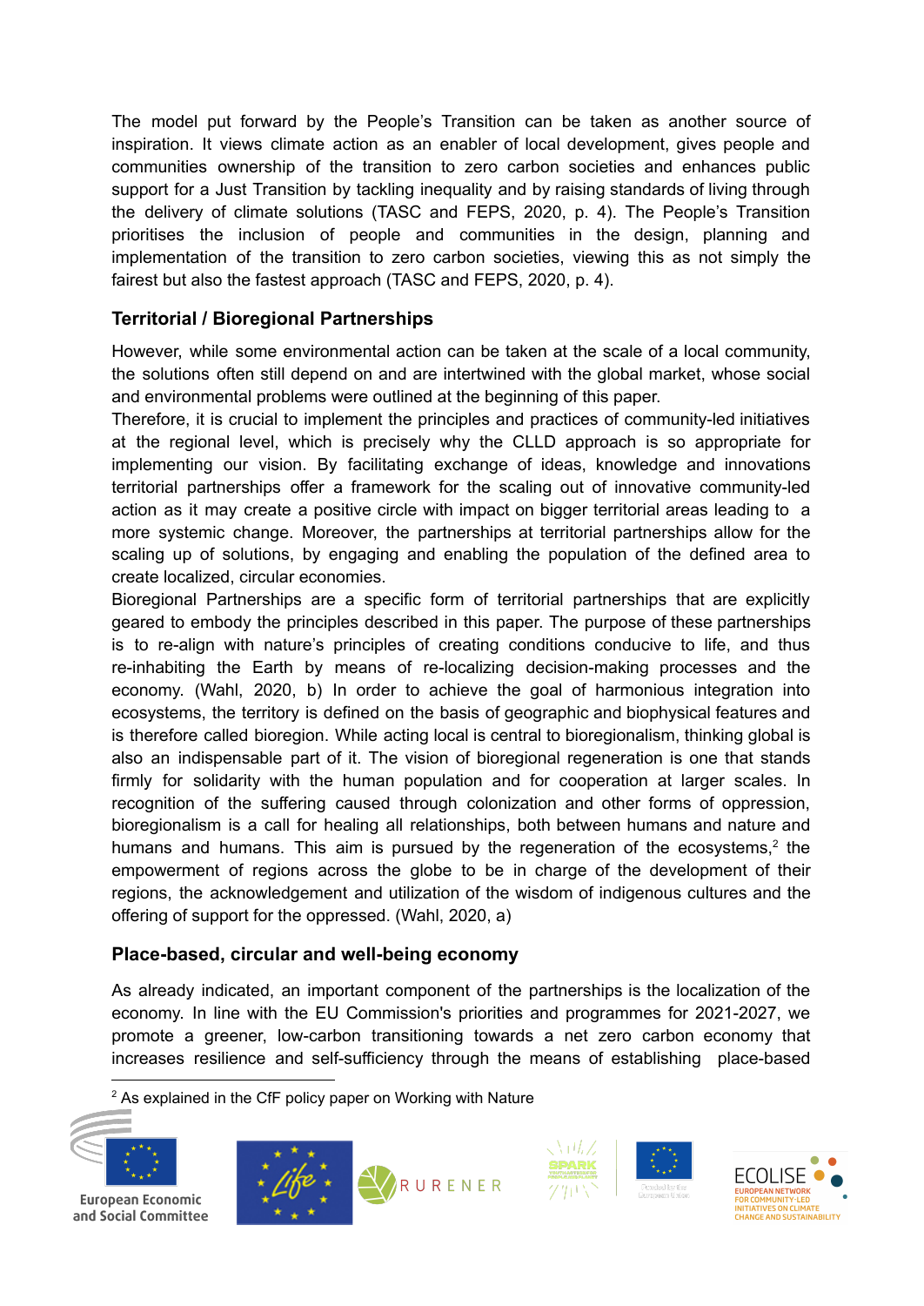The model put forward by the People's Transition can be taken as another source of inspiration. It views climate action as an enabler of local development, gives people and communities ownership of the transition to zero carbon societies and enhances public support for a Just Transition by tackling inequality and by raising standards of living through the delivery of climate solutions (TASC and FEPS, 2020, p. 4). The People's Transition prioritises the inclusion of people and communities in the design, planning and implementation of the transition to zero carbon societies, viewing this as not simply the fairest but also the fastest approach (TASC and FEPS, 2020, p. 4).

### Territorial / Bioregional Partnerships

However, while some environmental action can be taken at the scale of a local community, the solutions often still depend on and are intertwined with the global market, whose social and environmental problems were outlined at the beginning of this paper.

Therefore, it is crucial to implement the principles and practices of community-led initiatives at the regional level, which is precisely why the CLLD approach is so appropriate for implementing our vision. By facilitating exchange of ideas, knowledge and innovations territorial partnerships offer a framework for the scaling out of innovative community-led action as it may create a positive circle with impact on bigger territorial areas leading to a more systemic change. Moreover, the partnerships at territorial partnerships allow for the scaling up of solutions, by engaging and enabling the population of the defined area to create localized, circular economies.

Bioregional Partnerships are a specific form of territorial partnerships that are explicitly geared to embody the principles described in this paper. The purpose of these partnerships is to re-align with nature's principles of creating conditions conducive to life, and thus re-inhabiting the Earth by means of re-localizing decision-making processes and the economy. (Wahl, 2020, b) In order to achieve the goal of harmonious integration into ecosystems, the territory is defined on the basis of geographic and biophysical features and is therefore called bioregion. While acting local is central to bioregionalism, thinking global is also an indispensable part of it. The vision of bioregional regeneration is one that stands firmly for solidarity with the human population and for cooperation at larger scales. In recognition of the suffering caused through colonization and other forms of oppression, bioregionalism is a call for healing all relationships, both between humans and nature and humans and humans. This aim is pursued by the regeneration of the ecosystems,[2] the empowerment of regions across the globe to be in charge of the development of their regions, the acknowledgement and utilization of the wisdom of indigenous cultures and the offering of support for the oppressed. (Wahl, 2020, a)

### Place-based, circular and well-being economy

As already indicated, an important component of the partnerships is the localization of the economy. In line with the EU Commission's priorities and programmes for 2021-2027, we promote a greener, low-carbon transitioning towards a net zero carbon economy that increases resilience and self-sufficiency through the means of establishing place-based

---

[2] As explained in the CfF policy paper on Working with Nature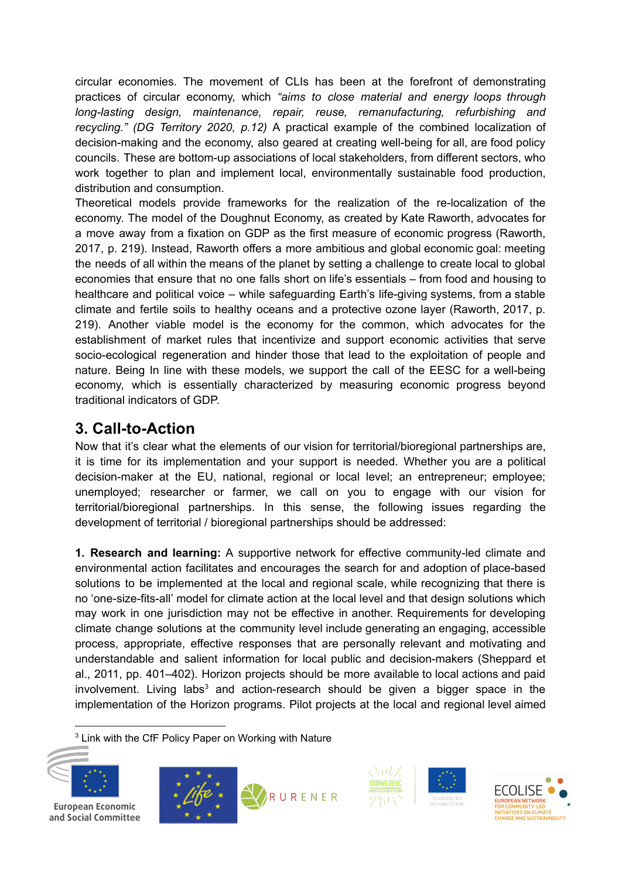circular economies. The movement of CLIs has been at the forefront of demonstrating practices of circular economy, which *"aims to close material and energy loops through long-lasting design, maintenance, repair, reuse, remanufacturing, refurbishing and recycling." (DG Territory 2020, p.12)* A practical example of the combined localization of decision-making and the economy, also geared at creating well-being for all, are food policy councils. These are bottom-up associations of local stakeholders, from different sectors, who work together to plan and implement local, environmentally sustainable food production, distribution and consumption.

Theoretical models provide frameworks for the realization of the re-localization of the economy. The model of the Doughnut Economy, as created by Kate Raworth, advocates for a move away from a fixation on GDP as the first measure of economic progress (Raworth, 2017, p. 219). Instead, Raworth offers a more ambitious and global economic goal: meeting the needs of all within the means of the planet by setting a challenge to create local to global economies that ensure that no one falls short on life's essentials – from food and housing to healthcare and political voice – while safeguarding Earth's life-giving systems, from a stable climate and fertile soils to healthy oceans and a protective ozone layer (Raworth, 2017, p. 219). Another viable model is the economy for the common, which advocates for the establishment of market rules that incentivize and support economic activities that serve socio-ecological regeneration and hinder those that lead to the exploitation of people and nature. Being In line with these models, we support the call of the EESC for a well-being economy, which is essentially characterized by measuring economic progress beyond traditional indicators of GDP.

## 3. Call-to-Action

Now that it's clear what the elements of our vision for territorial/bioregional partnerships are, it is time for its implementation and your support is needed. Whether you are a political decision-maker at the EU, national, regional or local level; an entrepreneur; employee; unemployed; researcher or farmer, we call on you to engage with our vision for territorial/bioregional partnerships. In this sense, the following issues regarding the development of territorial / bioregional partnerships should be addressed:

**1. Research and learning:** A supportive network for effective community-led climate and environmental action facilitates and encourages the search for and adoption of place-based solutions to be implemented at the local and regional scale, while recognizing that there is no 'one-size-fits-all' model for climate action at the local level and that design solutions which may work in one jurisdiction may not be effective in another. Requirements for developing climate change solutions at the community level include generating an engaging, accessible process, appropriate, effective responses that are personally relevant and motivating and understandable and salient information for local public and decision-makers (Sheppard et al., 2011, pp. 401–402). Horizon projects should be more available to local actions and paid involvement. Living labs[3] and action-research should be given a bigger space in the implementation of the Horizon programs. Pilot projects at the local and regional level aimed

[3] Link with the CfF Policy Paper on Working with Nature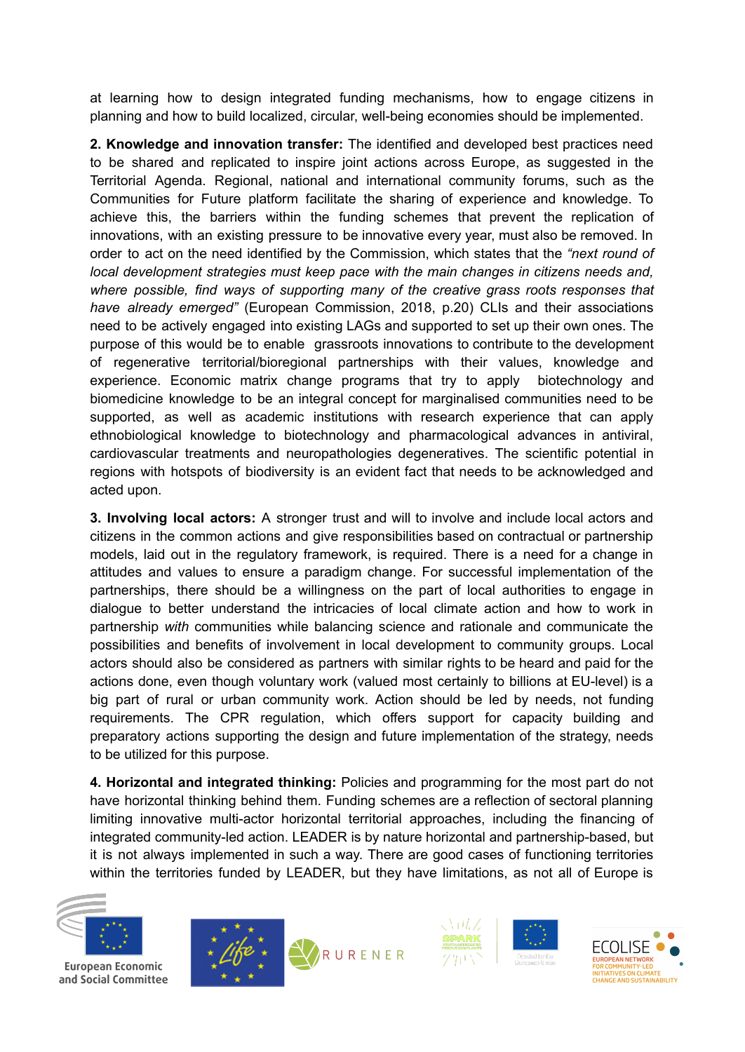at learning how to design integrated funding mechanisms, how to engage citizens in planning and how to build localized, circular, well-being economies should be implemented.

**2. Knowledge and innovation transfer:** The identified and developed best practices need to be shared and replicated to inspire joint actions across Europe, as suggested in the Territorial Agenda. Regional, national and international community forums, such as the Communities for Future platform facilitate the sharing of experience and knowledge. To achieve this, the barriers within the funding schemes that prevent the replication of innovations, with an existing pressure to be innovative every year, must also be removed. In order to act on the need identified by the Commission, which states that the *"next round of local development strategies must keep pace with the main changes in citizens needs and, where possible, find ways of supporting many of the creative grass roots responses that have already emerged"* (European Commission, 2018, p.20) CLIs and their associations need to be actively engaged into existing LAGs and supported to set up their own ones. The purpose of this would be to enable grassroots innovations to contribute to the development of regenerative territorial/bioregional partnerships with their values, knowledge and experience. Economic matrix change programs that try to apply biotechnology and biomedicine knowledge to be an integral concept for marginalised communities need to be supported, as well as academic institutions with research experience that can apply ethnobiological knowledge to biotechnology and pharmacological advances in antiviral, cardiovascular treatments and neuropathologies degeneratives. The scientific potential in regions with hotspots of biodiversity is an evident fact that needs to be acknowledged and acted upon.

**3. Involving local actors:** A stronger trust and will to involve and include local actors and citizens in the common actions and give responsibilities based on contractual or partnership models, laid out in the regulatory framework, is required. There is a need for a change in attitudes and values to ensure a paradigm change. For successful implementation of the partnerships, there should be a willingness on the part of local authorities to engage in dialogue to better understand the intricacies of local climate action and how to work in partnership *with* communities while balancing science and rationale and communicate the possibilities and benefits of involvement in local development to community groups. Local actors should also be considered as partners with similar rights to be heard and paid for the actions done, even though voluntary work (valued most certainly to billions at EU-level) is a big part of rural or urban community work. Action should be led by needs, not funding requirements. The CPR regulation, which offers support for capacity building and preparatory actions supporting the design and future implementation of the strategy, needs to be utilized for this purpose.

**4. Horizontal and integrated thinking:** Policies and programming for the most part do not have horizontal thinking behind them. Funding schemes are a reflection of sectoral planning limiting innovative multi-actor horizontal territorial approaches, including the financing of integrated community-led action. LEADER is by nature horizontal and partnership-based, but it is not always implemented in such a way. There are good cases of functioning territories within the territories funded by LEADER, but they have limitations, as not all of Europe is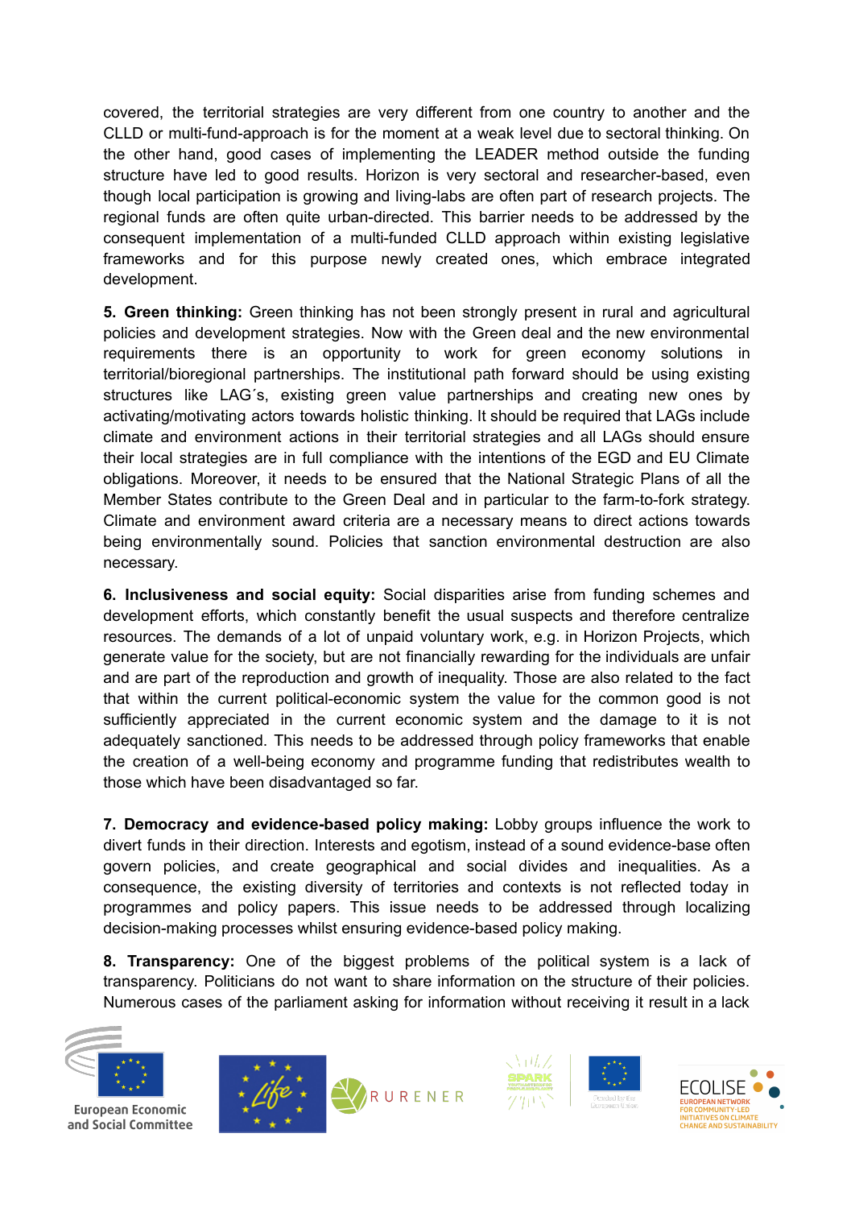covered, the territorial strategies are very different from one country to another and the CLLD or multi-fund-approach is for the moment at a weak level due to sectoral thinking. On the other hand, good cases of implementing the LEADER method outside the funding structure have led to good results. Horizon is very sectoral and researcher-based, even though local participation is growing and living-labs are often part of research projects. The regional funds are often quite urban-directed. This barrier needs to be addressed by the consequent implementation of a multi-funded CLLD approach within existing legislative frameworks and for this purpose newly created ones, which embrace integrated development.

**5. Green thinking:** Green thinking has not been strongly present in rural and agricultural policies and development strategies. Now with the Green deal and the new environmental requirements there is an opportunity to work for green economy solutions in territorial/bioregional partnerships. The institutional path forward should be using existing structures like LAG´s, existing green value partnerships and creating new ones by activating/motivating actors towards holistic thinking. It should be required that LAGs include climate and environment actions in their territorial strategies and all LAGs should ensure their local strategies are in full compliance with the intentions of the EGD and EU Climate obligations. Moreover, it needs to be ensured that the National Strategic Plans of all the Member States contribute to the Green Deal and in particular to the farm-to-fork strategy. Climate and environment award criteria are a necessary means to direct actions towards being environmentally sound. Policies that sanction environmental destruction are also necessary.

**6. Inclusiveness and social equity:** Social disparities arise from funding schemes and development efforts, which constantly benefit the usual suspects and therefore centralize resources. The demands of a lot of unpaid voluntary work, e.g. in Horizon Projects, which generate value for the society, but are not financially rewarding for the individuals are unfair and are part of the reproduction and growth of inequality. Those are also related to the fact that within the current political-economic system the value for the common good is not sufficiently appreciated in the current economic system and the damage to it is not adequately sanctioned. This needs to be addressed through policy frameworks that enable the creation of a well-being economy and programme funding that redistributes wealth to those which have been disadvantaged so far.

**7. Democracy and evidence-based policy making:** Lobby groups influence the work to divert funds in their direction. Interests and egotism, instead of a sound evidence-base often govern policies, and create geographical and social divides and inequalities. As a consequence, the existing diversity of territories and contexts is not reflected today in programmes and policy papers. This issue needs to be addressed through localizing decision-making processes whilst ensuring evidence-based policy making.

**8. Transparency:** One of the biggest problems of the political system is a lack of transparency. Politicians do not want to share information on the structure of their policies. Numerous cases of the parliament asking for information without receiving it result in a lack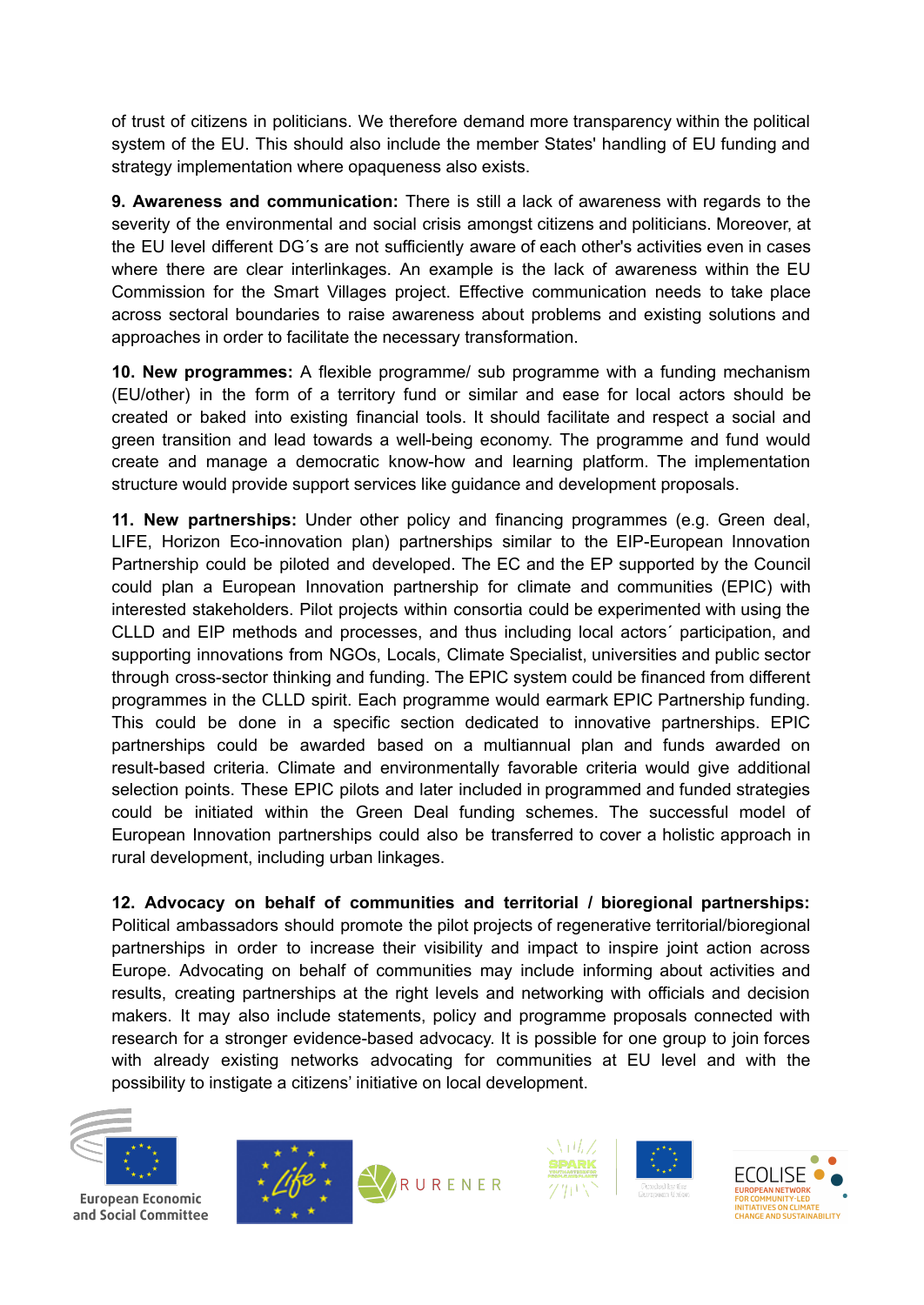of trust of citizens in politicians. We therefore demand more transparency within the political system of the EU. This should also include the member States' handling of EU funding and strategy implementation where opaqueness also exists.

**9. Awareness and communication:** There is still a lack of awareness with regards to the severity of the environmental and social crisis amongst citizens and politicians. Moreover, at the EU level different DG´s are not sufficiently aware of each other's activities even in cases where there are clear interlinkages. An example is the lack of awareness within the EU Commission for the Smart Villages project. Effective communication needs to take place across sectoral boundaries to raise awareness about problems and existing solutions and approaches in order to facilitate the necessary transformation.

**10. New programmes:** A flexible programme/ sub programme with a funding mechanism (EU/other) in the form of a territory fund or similar and ease for local actors should be created or baked into existing financial tools. It should facilitate and respect a social and green transition and lead towards a well-being economy. The programme and fund would create and manage a democratic know-how and learning platform. The implementation structure would provide support services like guidance and development proposals.

**11. New partnerships:** Under other policy and financing programmes (e.g. Green deal, LIFE, Horizon Eco-innovation plan) partnerships similar to the EIP-European Innovation Partnership could be piloted and developed. The EC and the EP supported by the Council could plan a European Innovation partnership for climate and communities (EPIC) with interested stakeholders. Pilot projects within consortia could be experimented with using the CLLD and EIP methods and processes, and thus including local actors´ participation, and supporting innovations from NGOs, Locals, Climate Specialist, universities and public sector through cross-sector thinking and funding. The EPIC system could be financed from different programmes in the CLLD spirit. Each programme would earmark EPIC Partnership funding. This could be done in a specific section dedicated to innovative partnerships. EPIC partnerships could be awarded based on a multiannual plan and funds awarded on result-based criteria. Climate and environmentally favorable criteria would give additional selection points. These EPIC pilots and later included in programmed and funded strategies could be initiated within the Green Deal funding schemes. The successful model of European Innovation partnerships could also be transferred to cover a holistic approach in rural development, including urban linkages.

**12. Advocacy on behalf of communities and territorial / bioregional partnerships:** Political ambassadors should promote the pilot projects of regenerative territorial/bioregional partnerships in order to increase their visibility and impact to inspire joint action across Europe. Advocating on behalf of communities may include informing about activities and results, creating partnerships at the right levels and networking with officials and decision makers. It may also include statements, policy and programme proposals connected with research for a stronger evidence-based advocacy. It is possible for one group to join forces with already existing networks advocating for communities at EU level and with the possibility to instigate a citizens' initiative on local development.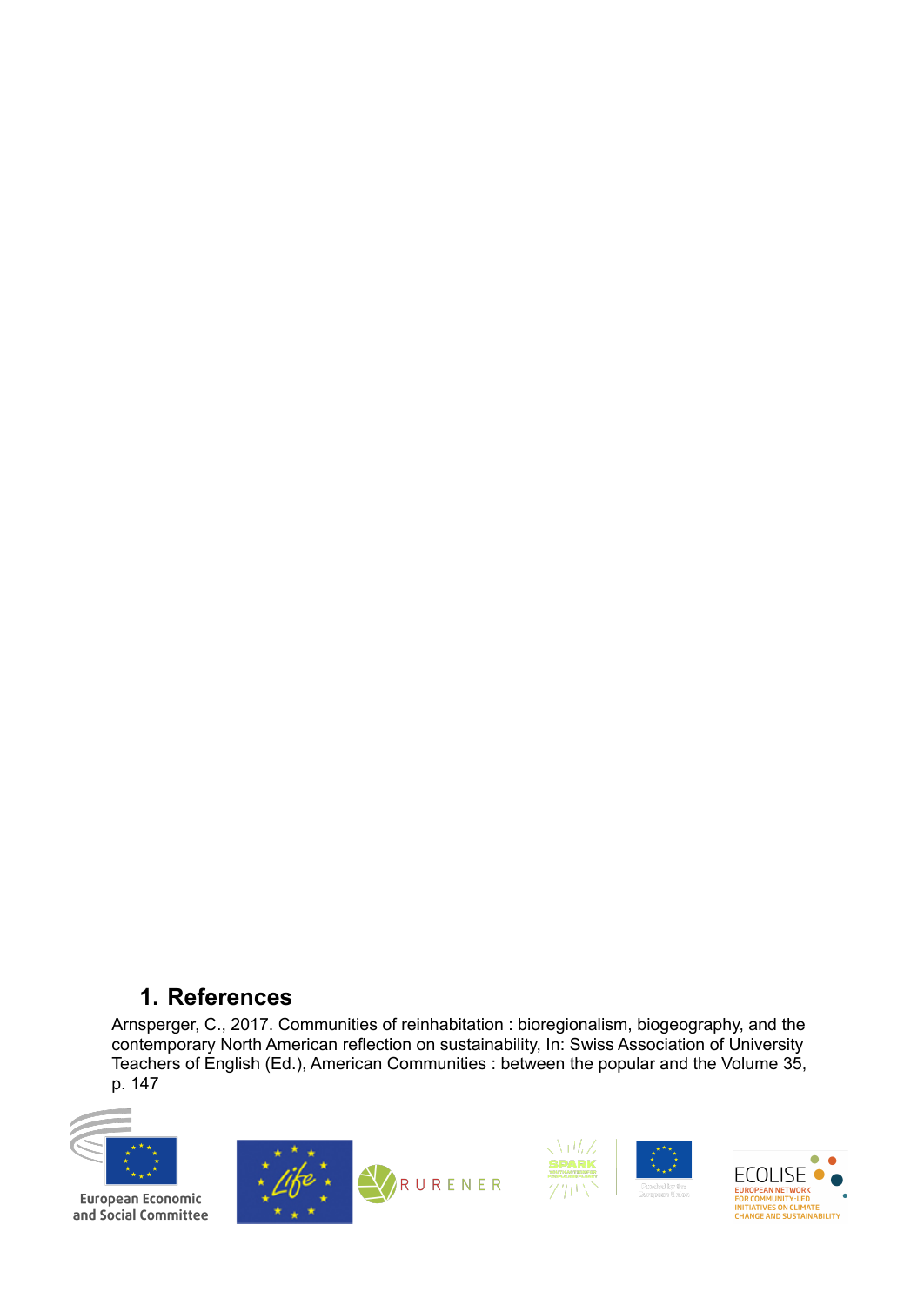# 1. References

Arnsperger, C., 2017. Communities of reinhabitation : bioregionalism, biogeography, and the contemporary North American reflection on sustainability, In: Swiss Association of University Teachers of English (Ed.), American Communities : between the popular and the Volume 35, p. 147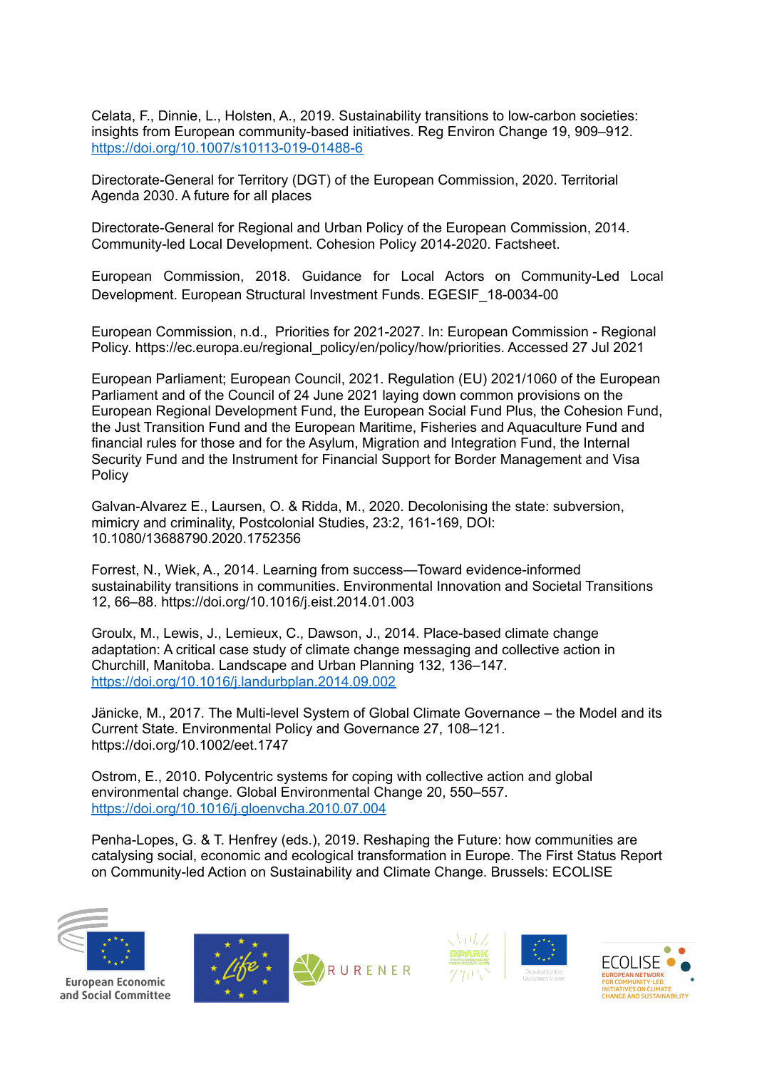Celata, F., Dinnie, L., Holsten, A., 2019. Sustainability transitions to low-carbon societies: insights from European community-based initiatives. Reg Environ Change 19, 909–912. https://doi.org/10.1007/s10113-019-01488-6

Directorate-General for Territory (DGT) of the European Commission, 2020. Territorial Agenda 2030. A future for all places

Directorate-General for Regional and Urban Policy of the European Commission, 2014. Community-led Local Development. Cohesion Policy 2014-2020. Factsheet.

European Commission, 2018. Guidance for Local Actors on Community-Led Local Development. European Structural Investment Funds. EGESIF_18-0034-00

European Commission, n.d., Priorities for 2021-2027. In: European Commission - Regional Policy. https://ec.europa.eu/regional_policy/en/policy/how/priorities. Accessed 27 Jul 2021

European Parliament; European Council, 2021. Regulation (EU) 2021/1060 of the European Parliament and of the Council of 24 June 2021 laying down common provisions on the European Regional Development Fund, the European Social Fund Plus, the Cohesion Fund, the Just Transition Fund and the European Maritime, Fisheries and Aquaculture Fund and financial rules for those and for the Asylum, Migration and Integration Fund, the Internal Security Fund and the Instrument for Financial Support for Border Management and Visa Policy

Galvan-Alvarez E., Laursen, O. & Ridda, M., 2020. Decolonising the state: subversion, mimicry and criminality, Postcolonial Studies, 23:2, 161-169, DOI: 10.1080/13688790.2020.1752356

Forrest, N., Wiek, A., 2014. Learning from success—Toward evidence-informed sustainability transitions in communities. Environmental Innovation and Societal Transitions 12, 66–88. https://doi.org/10.1016/j.eist.2014.01.003

Groulx, M., Lewis, J., Lemieux, C., Dawson, J., 2014. Place-based climate change adaptation: A critical case study of climate change messaging and collective action in Churchill, Manitoba. Landscape and Urban Planning 132, 136–147. https://doi.org/10.1016/j.landurbplan.2014.09.002

Jänicke, M., 2017. The Multi-level System of Global Climate Governance – the Model and its Current State. Environmental Policy and Governance 27, 108–121. https://doi.org/10.1002/eet.1747

Ostrom, E., 2010. Polycentric systems for coping with collective action and global environmental change. Global Environmental Change 20, 550–557. https://doi.org/10.1016/j.gloenvcha.2010.07.004

Penha-Lopes, G. & T. Henfrey (eds.), 2019. Reshaping the Future: how communities are catalysing social, economic and ecological transformation in Europe. The First Status Report on Community-led Action on Sustainability and Climate Change. Brussels: ECOLISE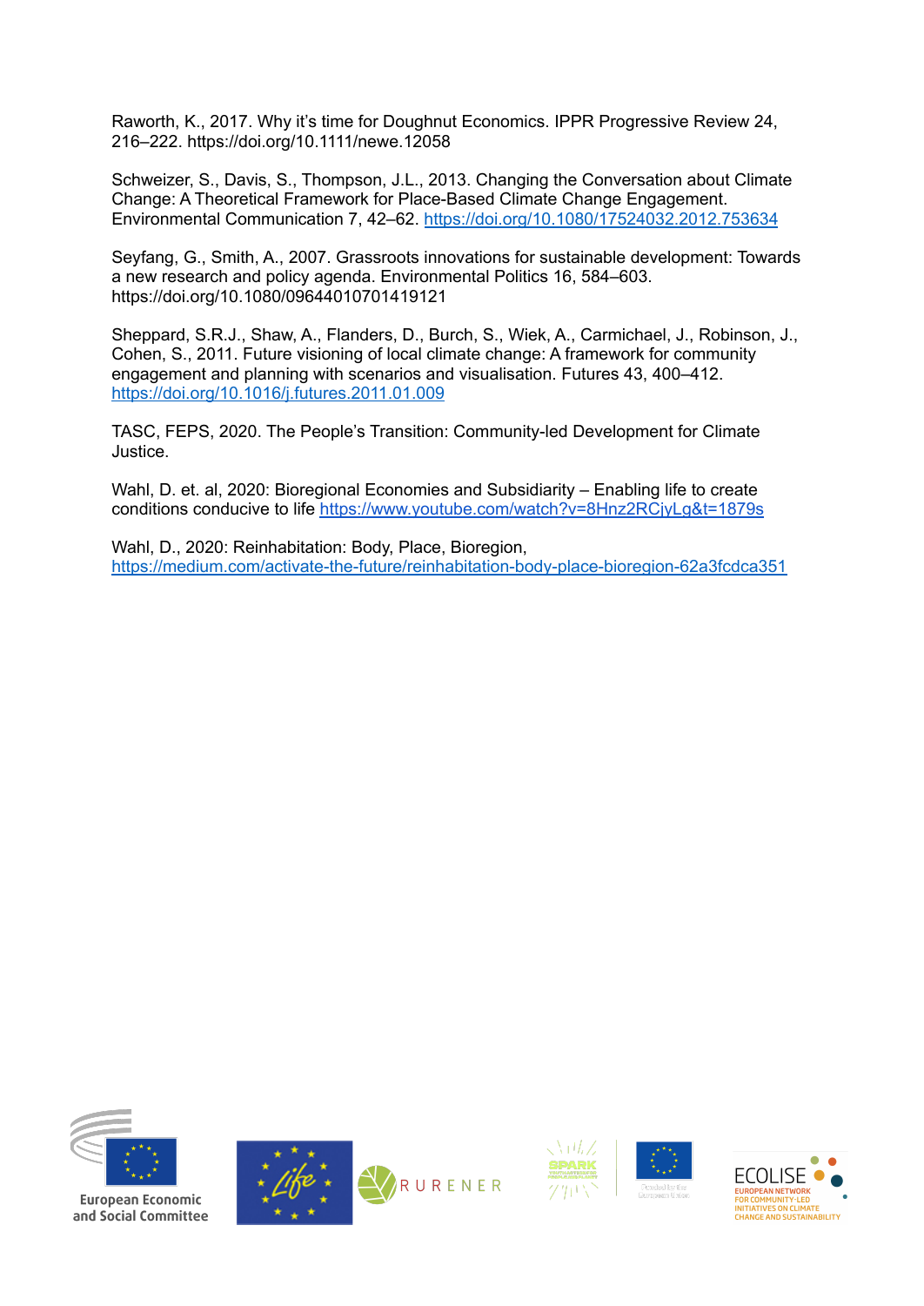Raworth, K., 2017. Why it's time for Doughnut Economics. IPPR Progressive Review 24, 216–222. https://doi.org/10.1111/newe.12058

Schweizer, S., Davis, S., Thompson, J.L., 2013. Changing the Conversation about Climate Change: A Theoretical Framework for Place-Based Climate Change Engagement. Environmental Communication 7, 42–62. https://doi.org/10.1080/17524032.2012.753634

Seyfang, G., Smith, A., 2007. Grassroots innovations for sustainable development: Towards a new research and policy agenda. Environmental Politics 16, 584–603. https://doi.org/10.1080/09644010701419121

Sheppard, S.R.J., Shaw, A., Flanders, D., Burch, S., Wiek, A., Carmichael, J., Robinson, J., Cohen, S., 2011. Future visioning of local climate change: A framework for community engagement and planning with scenarios and visualisation. Futures 43, 400–412. https://doi.org/10.1016/j.futures.2011.01.009

TASC, FEPS, 2020. The People's Transition: Community-led Development for Climate Justice.

Wahl, D. et. al, 2020: Bioregional Economies and Subsidiarity – Enabling life to create conditions conducive to life https://www.youtube.com/watch?v=8Hnz2RCjyLg&t=1879s

Wahl, D., 2020: Reinhabitation: Body, Place, Bioregion, https://medium.com/activate-the-future/reinhabitation-body-place-bioregion-62a3fcdca351

European Economic and Social Committee

RURENER

ECOLISE
EUROPEAN NETWORK FOR COMMUNITY-LED INITIATIVES ON CLIMATE CHANGE AND SUSTAINABILITY